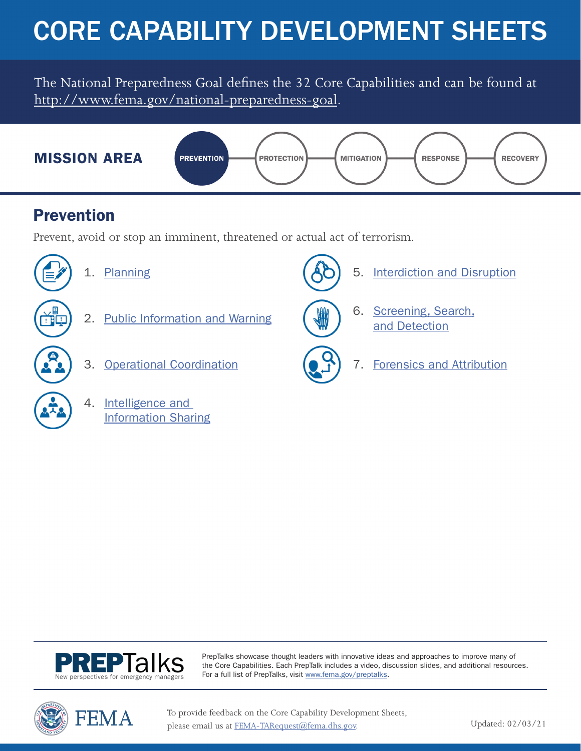# CORE CAPABILITY DEVELOPMENT SHEETS

The National Preparedness Goal defines the 32 Core Capabilities and can be found at http://www.fema.gov/national-preparedness-goal.

**MISSION AREA**

PREVENTION — PROTECTION — MITIGATION — RESPONSE — RECOVERY

## Prevention

Prevent, avoid or stop an imminent, threatened or actual act of terrorism.

1. Planning
2. Public Information and Warning
3. Operational Coordination
4. Intelligence and Information Sharing
5. Interdiction and Disruption
6. Screening, Search, and Detection
7. Forensics and Attribution

**PREPTalks** New perspectives for emergency managers

PrepTalks showcase thought leaders with innovative ideas and approaches to improve many of the Core Capabilities. Each PrepTalk includes a video, discussion slides, and additional resources. For a full list of PrepTalks, visit www.fema.gov/preptalks.

FEMA

To provide feedback on the Core Capability Development Sheets, please email us at FEMA-TARequest@fema.dhs.gov.

Updated: 02/03/21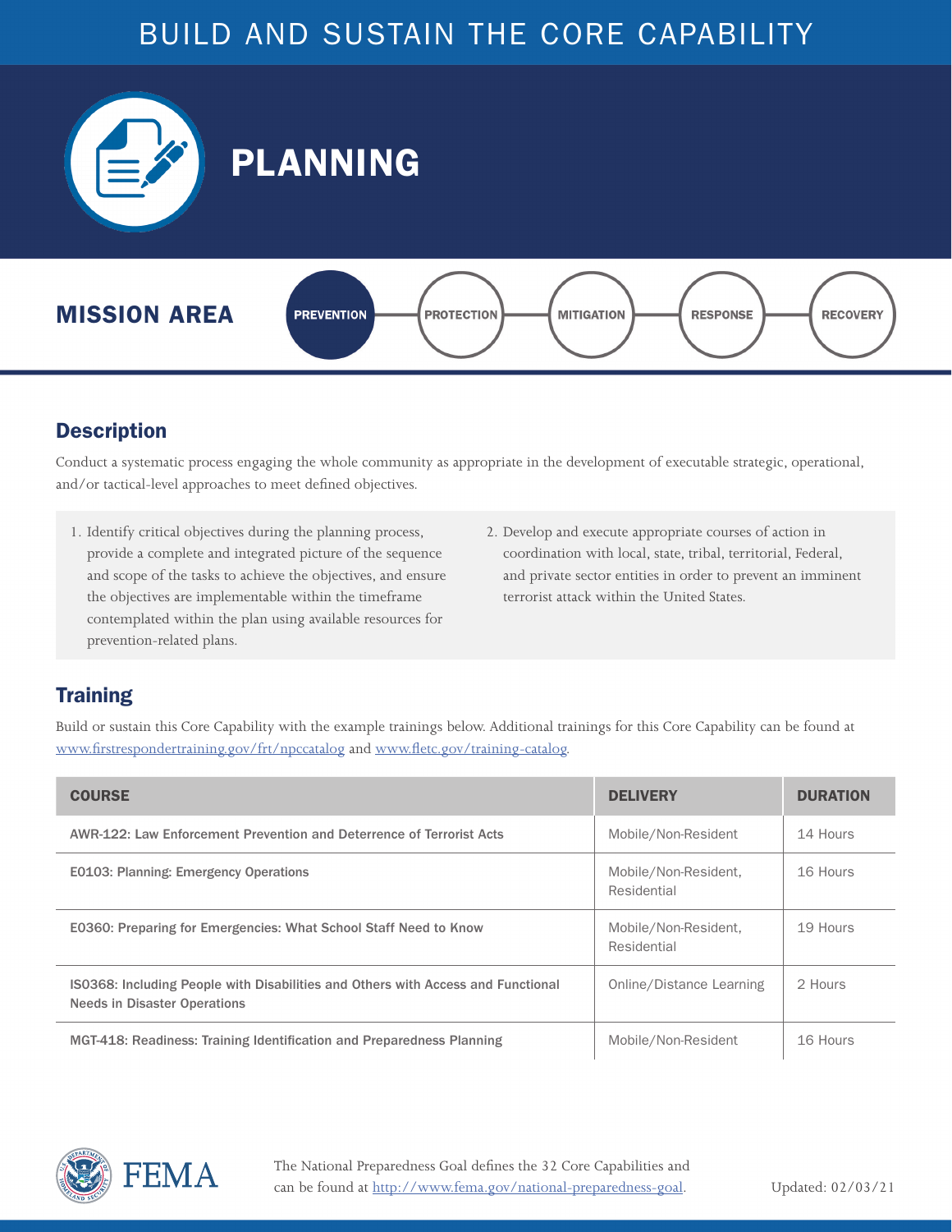# BUILD AND SUSTAIN THE CORE CAPABILITY

# PLANNING

## MISSION AREA

**PREVENTION** | PROTECTION | MITIGATION | RESPONSE | RECOVERY

## Description

Conduct a systematic process engaging the whole community as appropriate in the development of executable strategic, operational, and/or tactical-level approaches to meet defined objectives.

1. Identify critical objectives during the planning process, provide a complete and integrated picture of the sequence and scope of the tasks to achieve the objectives, and ensure the objectives are implementable within the timeframe contemplated within the plan using available resources for prevention-related plans.
2. Develop and execute appropriate courses of action in coordination with local, state, tribal, territorial, Federal, and private sector entities in order to prevent an imminent terrorist attack within the United States.

## Training

Build or sustain this Core Capability with the example trainings below. Additional trainings for this Core Capability can be found at www.firstrespondertraining.gov/frt/npccatalog and www.fletc.gov/training-catalog.

| COURSE | DELIVERY | DURATION |
|---|---|---|
| AWR-122: Law Enforcement Prevention and Deterrence of Terrorist Acts | Mobile/Non-Resident | 14 Hours |
| E0103: Planning: Emergency Operations | Mobile/Non-Resident, Residential | 16 Hours |
| E0360: Preparing for Emergencies: What School Staff Need to Know | Mobile/Non-Resident, Residential | 19 Hours |
| IS0368: Including People with Disabilities and Others with Access and Functional Needs in Disaster Operations | Online/Distance Learning | 2 Hours |
| MGT-418: Readiness: Training Identification and Preparedness Planning | Mobile/Non-Resident | 16 Hours |

FEMA

The National Preparedness Goal defines the 32 Core Capabilities and can be found at http://www.fema.gov/national-preparedness-goal.

Updated: 02/03/21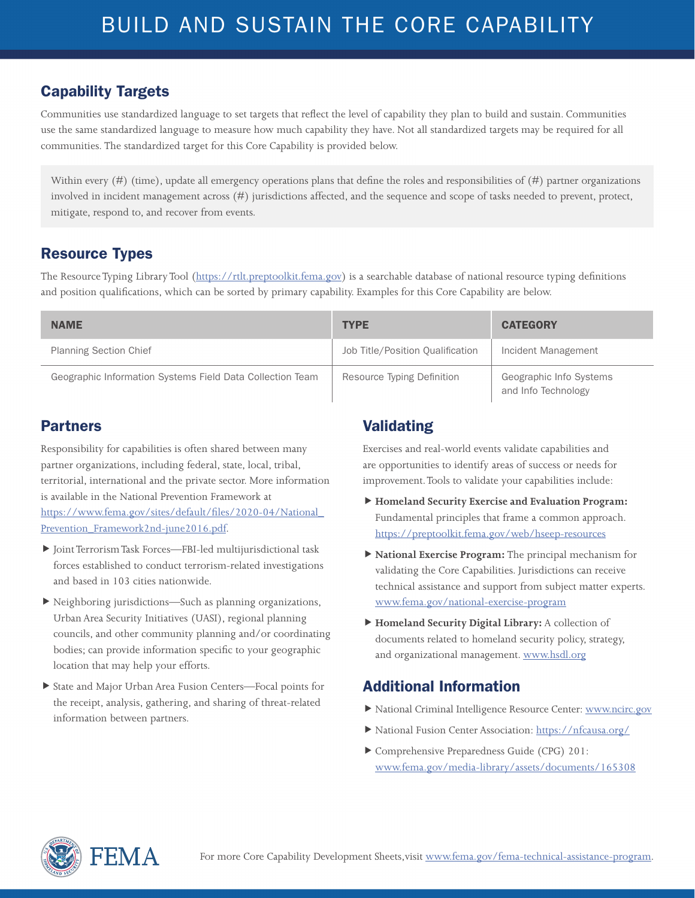# BUILD AND SUSTAIN THE CORE CAPABILITY

## Capability Targets

Communities use standardized language to set targets that reflect the level of capability they plan to build and sustain. Communities use the same standardized language to measure how much capability they have. Not all standardized targets may be required for all communities. The standardized target for this Core Capability is provided below.

> Within every (#) (time), update all emergency operations plans that define the roles and responsibilities of (#) partner organizations involved in incident management across (#) jurisdictions affected, and the sequence and scope of tasks needed to prevent, protect, mitigate, respond to, and recover from events.

## Resource Types

The Resource Typing Library Tool (https://rtlt.preptoolkit.fema.gov) is a searchable database of national resource typing definitions and position qualifications, which can be sorted by primary capability. Examples for this Core Capability are below.

| NAME | TYPE | CATEGORY |
|---|---|---|
| Planning Section Chief | Job Title/Position Qualification | Incident Management |
| Geographic Information Systems Field Data Collection Team | Resource Typing Definition | Geographic Info Systems and Info Technology |

## Partners

Responsibility for capabilities is often shared between many partner organizations, including federal, state, local, tribal, territorial, international and the private sector. More information is available in the National Prevention Framework at https://www.fema.gov/sites/default/files/2020-04/National_Prevention_Framework2nd-june2016.pdf.

- Joint Terrorism Task Forces—FBI-led multijurisdictional task forces established to conduct terrorism-related investigations and based in 103 cities nationwide.
- Neighboring jurisdictions—Such as planning organizations, Urban Area Security Initiatives (UASI), regional planning councils, and other community planning and/or coordinating bodies; can provide information specific to your geographic location that may help your efforts.
- State and Major Urban Area Fusion Centers—Focal points for the receipt, analysis, gathering, and sharing of threat-related information between partners.

## Validating

Exercises and real-world events validate capabilities and are opportunities to identify areas of success or needs for improvement. Tools to validate your capabilities include:

- **Homeland Security Exercise and Evaluation Program:** Fundamental principles that frame a common approach. https://preptoolkit.fema.gov/web/hseep-resources
- **National Exercise Program:** The principal mechanism for validating the Core Capabilities. Jurisdictions can receive technical assistance and support from subject matter experts. www.fema.gov/national-exercise-program
- **Homeland Security Digital Library:** A collection of documents related to homeland security policy, strategy, and organizational management. www.hsdl.org

## Additional Information

- National Criminal Intelligence Resource Center: www.ncirc.gov
- National Fusion Center Association: https://nfcausa.org/
- Comprehensive Preparedness Guide (CPG) 201: www.fema.gov/media-library/assets/documents/165308

For more Core Capability Development Sheets, visit www.fema.gov/fema-technical-assistance-program.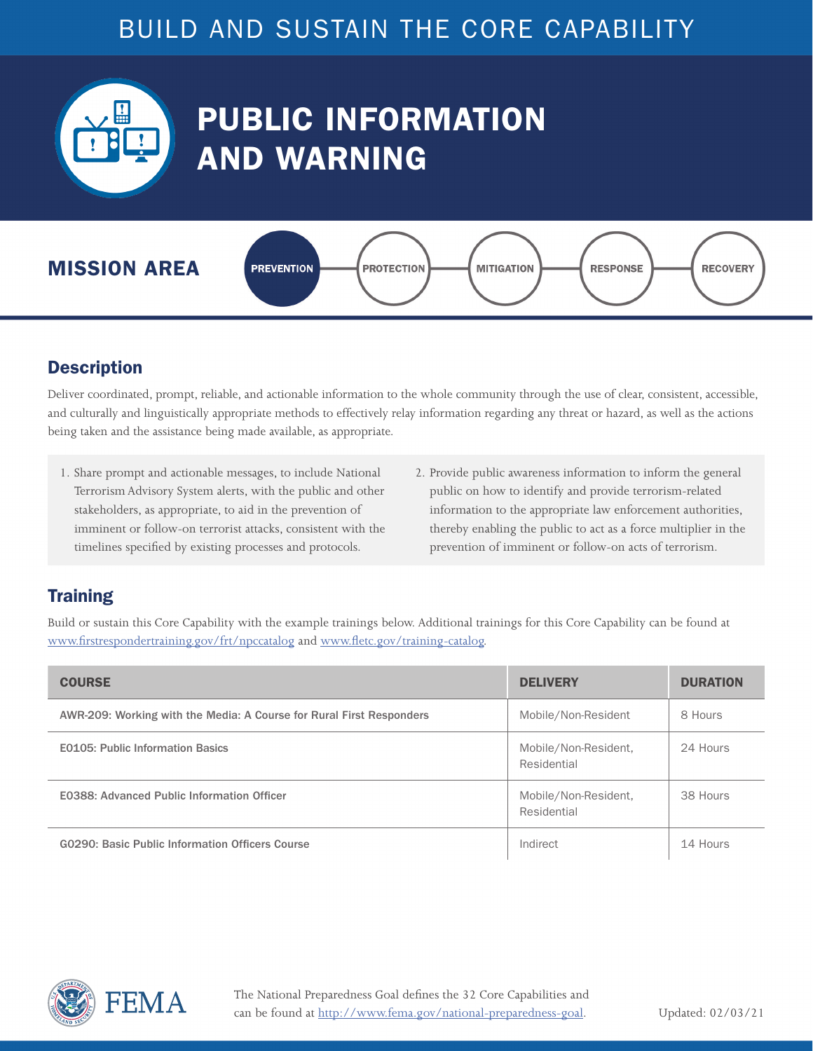BUILD AND SUSTAIN THE CORE CAPABILITY

# PUBLIC INFORMATION AND WARNING

## MISSION AREA

**PREVENTION** | PROTECTION | MITIGATION | RESPONSE | RECOVERY

## Description

Deliver coordinated, prompt, reliable, and actionable information to the whole community through the use of clear, consistent, accessible, and culturally and linguistically appropriate methods to effectively relay information regarding any threat or hazard, as well as the actions being taken and the assistance being made available, as appropriate.

1. Share prompt and actionable messages, to include National Terrorism Advisory System alerts, with the public and other stakeholders, as appropriate, to aid in the prevention of imminent or follow-on terrorist attacks, consistent with the timelines specified by existing processes and protocols.
2. Provide public awareness information to inform the general public on how to identify and provide terrorism-related information to the appropriate law enforcement authorities, thereby enabling the public to act as a force multiplier in the prevention of imminent or follow-on acts of terrorism.

## Training

Build or sustain this Core Capability with the example trainings below. Additional trainings for this Core Capability can be found at www.firstrespondertraining.gov/frt/npccatalog and www.fletc.gov/training-catalog.

| COURSE | DELIVERY | DURATION |
|---|---|---|
| AWR-209: Working with the Media: A Course for Rural First Responders | Mobile/Non-Resident | 8 Hours |
| E0105: Public Information Basics | Mobile/Non-Resident, Residential | 24 Hours |
| E0388: Advanced Public Information Officer | Mobile/Non-Resident, Residential | 38 Hours |
| G0290: Basic Public Information Officers Course | Indirect | 14 Hours |

The National Preparedness Goal defines the 32 Core Capabilities and can be found at http://www.fema.gov/national-preparedness-goal.

Updated: 02/03/21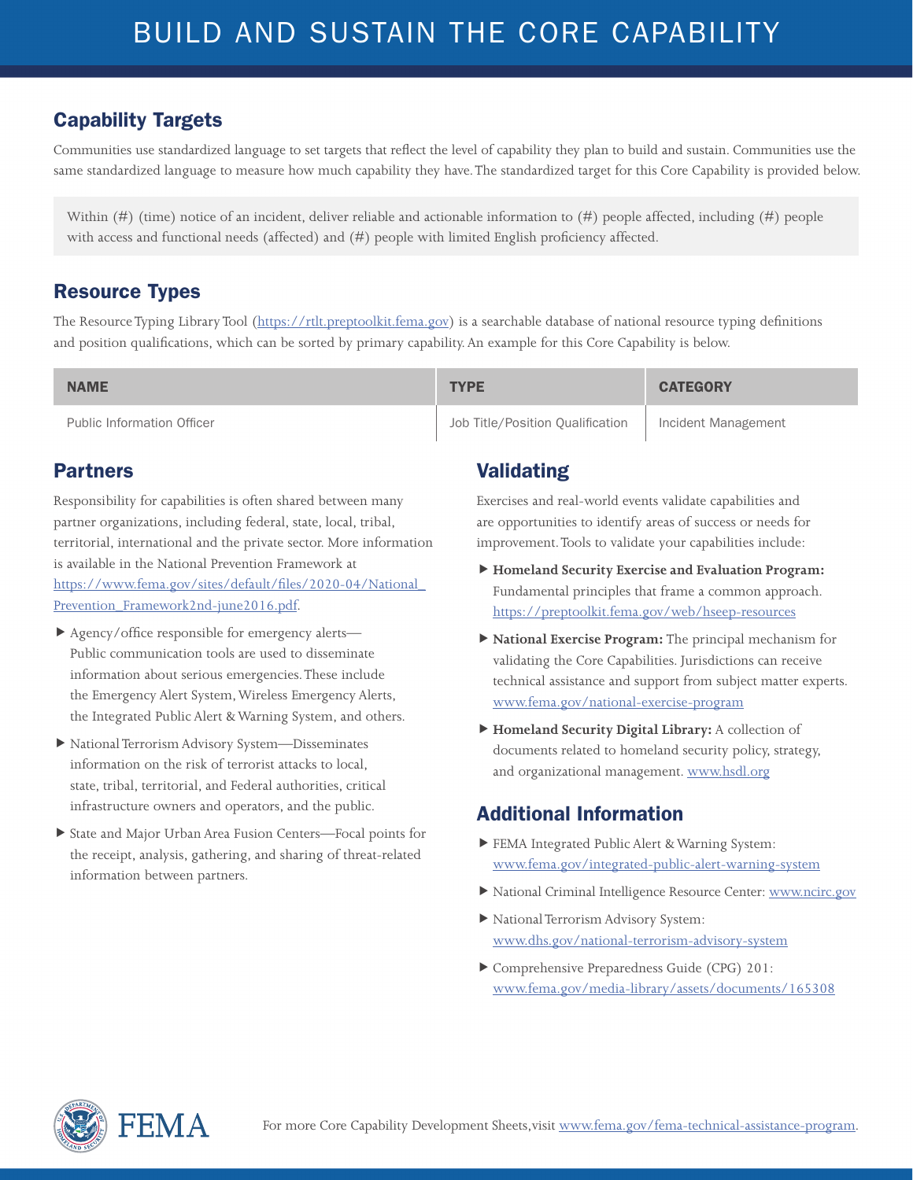# BUILD AND SUSTAIN THE CORE CAPABILITY

## Capability Targets

Communities use standardized language to set targets that reflect the level of capability they plan to build and sustain. Communities use the same standardized language to measure how much capability they have. The standardized target for this Core Capability is provided below.

> Within (#) (time) notice of an incident, deliver reliable and actionable information to (#) people affected, including (#) people with access and functional needs (affected) and (#) people with limited English proficiency affected.

## Resource Types

The Resource Typing Library Tool (https://rtlt.preptoolkit.fema.gov) is a searchable database of national resource typing definitions and position qualifications, which can be sorted by primary capability. An example for this Core Capability is below.

| NAME | TYPE | CATEGORY |
| --- | --- | --- |
| Public Information Officer | Job Title/Position Qualification | Incident Management |

## Partners

Responsibility for capabilities is often shared between many partner organizations, including federal, state, local, tribal, territorial, international and the private sector. More information is available in the National Prevention Framework at https://www.fema.gov/sites/default/files/2020-04/National_Prevention_Framework2nd-june2016.pdf.

- Agency/office responsible for emergency alerts—Public communication tools are used to disseminate information about serious emergencies. These include the Emergency Alert System, Wireless Emergency Alerts, the Integrated Public Alert & Warning System, and others.
- National Terrorism Advisory System—Disseminates information on the risk of terrorist attacks to local, state, tribal, territorial, and Federal authorities, critical infrastructure owners and operators, and the public.
- State and Major Urban Area Fusion Centers—Focal points for the receipt, analysis, gathering, and sharing of threat-related information between partners.

## Validating

Exercises and real-world events validate capabilities and are opportunities to identify areas of success or needs for improvement. Tools to validate your capabilities include:

- **Homeland Security Exercise and Evaluation Program:** Fundamental principles that frame a common approach. https://preptoolkit.fema.gov/web/hseep-resources
- **National Exercise Program:** The principal mechanism for validating the Core Capabilities. Jurisdictions can receive technical assistance and support from subject matter experts. www.fema.gov/national-exercise-program
- **Homeland Security Digital Library:** A collection of documents related to homeland security policy, strategy, and organizational management. www.hsdl.org

## Additional Information

- FEMA Integrated Public Alert & Warning System: www.fema.gov/integrated-public-alert-warning-system
- National Criminal Intelligence Resource Center: www.ncirc.gov
- National Terrorism Advisory System: www.dhs.gov/national-terrorism-advisory-system
- Comprehensive Preparedness Guide (CPG) 201: www.fema.gov/media-library/assets/documents/165308

For more Core Capability Development Sheets, visit www.fema.gov/fema-technical-assistance-program.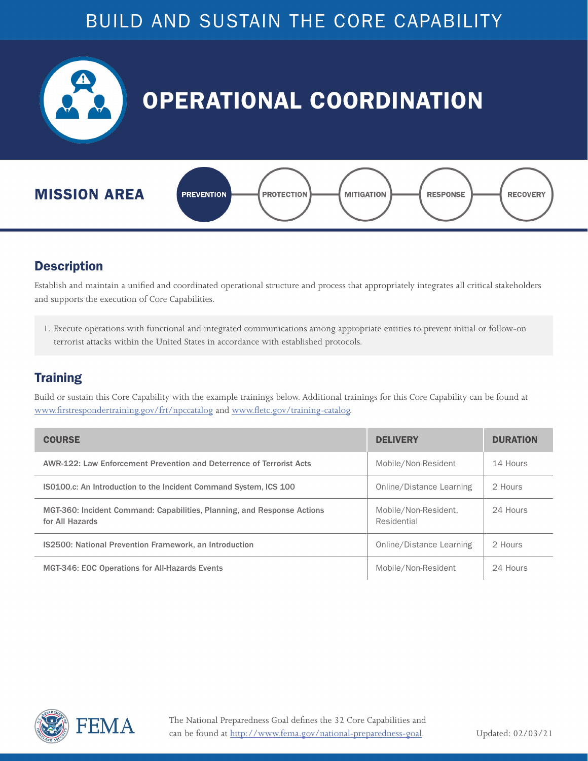BUILD AND SUSTAIN THE CORE CAPABILITY

# OPERATIONAL COORDINATION

## MISSION AREA

**PREVENTION** — PROTECTION — MITIGATION — RESPONSE — RECOVERY

## Description

Establish and maintain a unified and coordinated operational structure and process that appropriately integrates all critical stakeholders and supports the execution of Core Capabilities.

1. Execute operations with functional and integrated communications among appropriate entities to prevent initial or follow-on terrorist attacks within the United States in accordance with established protocols.

## Training

Build or sustain this Core Capability with the example trainings below. Additional trainings for this Core Capability can be found at www.firstrespondertraining.gov/frt/npccatalog and www.fletc.gov/training-catalog.

| COURSE | DELIVERY | DURATION |
|---|---|---|
| AWR-122: Law Enforcement Prevention and Deterrence of Terrorist Acts | Mobile/Non-Resident | 14 Hours |
| IS0100.c: An Introduction to the Incident Command System, ICS 100 | Online/Distance Learning | 2 Hours |
| MGT-360: Incident Command: Capabilities, Planning, and Response Actions for All Hazards | Mobile/Non-Resident, Residential | 24 Hours |
| IS2500: National Prevention Framework, an Introduction | Online/Distance Learning | 2 Hours |
| MGT-346: EOC Operations for All-Hazards Events | Mobile/Non-Resident | 24 Hours |

FEMA

The National Preparedness Goal defines the 32 Core Capabilities and can be found at http://www.fema.gov/national-preparedness-goal.

Updated: 02/03/21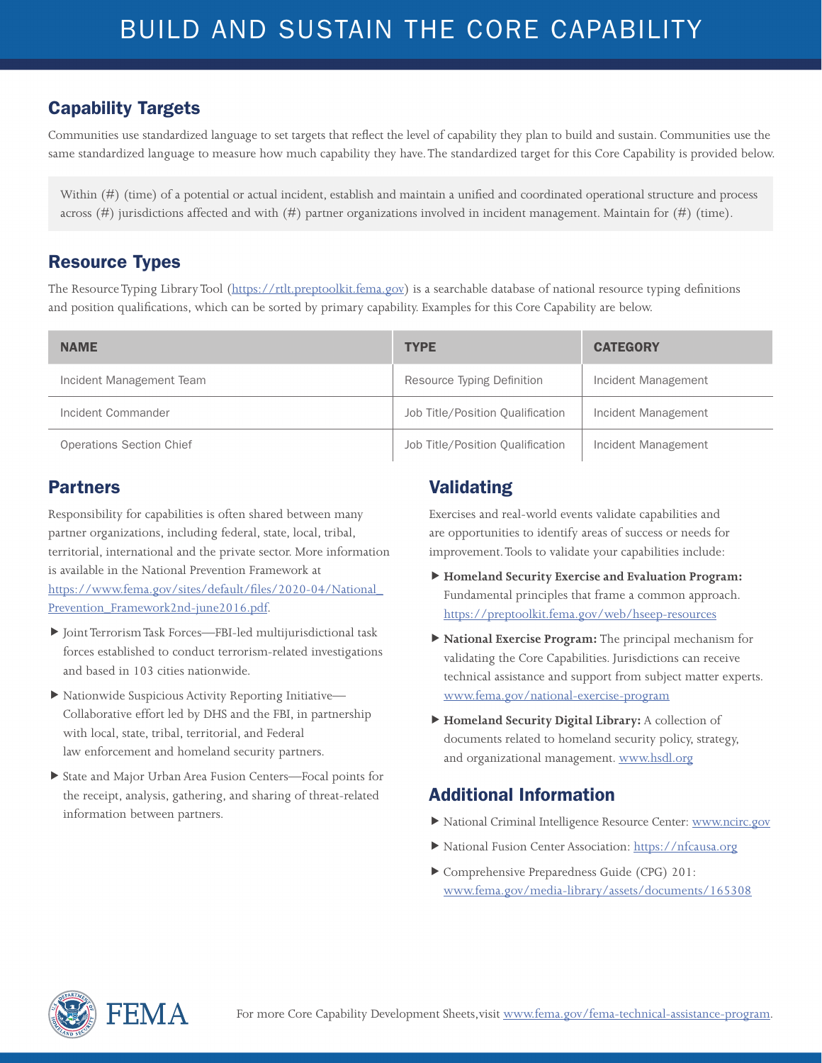# BUILD AND SUSTAIN THE CORE CAPABILITY

## Capability Targets

Communities use standardized language to set targets that reflect the level of capability they plan to build and sustain. Communities use the same standardized language to measure how much capability they have. The standardized target for this Core Capability is provided below.

> Within (#) (time) of a potential or actual incident, establish and maintain a unified and coordinated operational structure and process across (#) jurisdictions affected and with (#) partner organizations involved in incident management. Maintain for (#) (time).

## Resource Types

The Resource Typing Library Tool (https://rtlt.preptoolkit.fema.gov) is a searchable database of national resource typing definitions and position qualifications, which can be sorted by primary capability. Examples for this Core Capability are below.

| NAME | TYPE | CATEGORY |
|---|---|---|
| Incident Management Team | Resource Typing Definition | Incident Management |
| Incident Commander | Job Title/Position Qualification | Incident Management |
| Operations Section Chief | Job Title/Position Qualification | Incident Management |

## Partners

Responsibility for capabilities is often shared between many partner organizations, including federal, state, local, tribal, territorial, international and the private sector. More information is available in the National Prevention Framework at https://www.fema.gov/sites/default/files/2020-04/National_Prevention_Framework2nd-june2016.pdf.

- Joint Terrorism Task Forces—FBI-led multijurisdictional task forces established to conduct terrorism-related investigations and based in 103 cities nationwide.
- Nationwide Suspicious Activity Reporting Initiative—Collaborative effort led by DHS and the FBI, in partnership with local, state, tribal, territorial, and Federal law enforcement and homeland security partners.
- State and Major Urban Area Fusion Centers—Focal points for the receipt, analysis, gathering, and sharing of threat-related information between partners.

## Validating

Exercises and real-world events validate capabilities and are opportunities to identify areas of success or needs for improvement. Tools to validate your capabilities include:

- **Homeland Security Exercise and Evaluation Program:** Fundamental principles that frame a common approach. https://preptoolkit.fema.gov/web/hseep-resources
- **National Exercise Program:** The principal mechanism for validating the Core Capabilities. Jurisdictions can receive technical assistance and support from subject matter experts. www.fema.gov/national-exercise-program
- **Homeland Security Digital Library:** A collection of documents related to homeland security policy, strategy, and organizational management. www.hsdl.org

## Additional Information

- National Criminal Intelligence Resource Center: www.ncirc.gov
- National Fusion Center Association: https://nfcausa.org
- Comprehensive Preparedness Guide (CPG) 201: www.fema.gov/media-library/assets/documents/165308

For more Core Capability Development Sheets, visit www.fema.gov/fema-technical-assistance-program.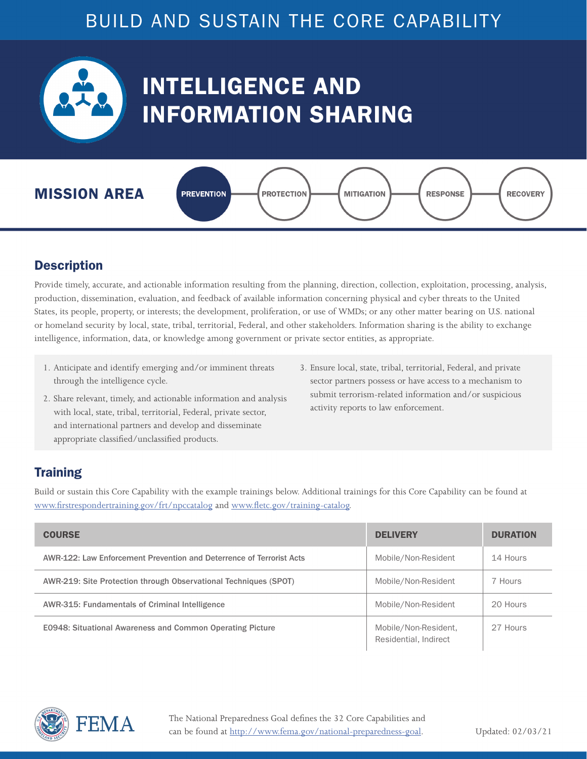BUILD AND SUSTAIN THE CORE CAPABILITY

# INTELLIGENCE AND INFORMATION SHARING

## MISSION AREA

**PREVENTION** | PROTECTION | MITIGATION | RESPONSE | RECOVERY

## Description

Provide timely, accurate, and actionable information resulting from the planning, direction, collection, exploitation, processing, analysis, production, dissemination, evaluation, and feedback of available information concerning physical and cyber threats to the United States, its people, property, or interests; the development, proliferation, or use of WMDs; or any other matter bearing on U.S. national or homeland security by local, state, tribal, territorial, Federal, and other stakeholders. Information sharing is the ability to exchange intelligence, information, data, or knowledge among government or private sector entities, as appropriate.

1. Anticipate and identify emerging and/or imminent threats through the intelligence cycle.
2. Share relevant, timely, and actionable information and analysis with local, state, tribal, territorial, Federal, private sector, and international partners and develop and disseminate appropriate classified/unclassified products.
3. Ensure local, state, tribal, territorial, Federal, and private sector partners possess or have access to a mechanism to submit terrorism-related information and/or suspicious activity reports to law enforcement.

## Training

Build or sustain this Core Capability with the example trainings below. Additional trainings for this Core Capability can be found at www.firstrespondertraining.gov/frt/npccatalog and www.fletc.gov/training-catalog.

| COURSE | DELIVERY | DURATION |
|---|---|---|
| AWR-122: Law Enforcement Prevention and Deterrence of Terrorist Acts | Mobile/Non-Resident | 14 Hours |
| AWR-219: Site Protection through Observational Techniques (SPOT) | Mobile/Non-Resident | 7 Hours |
| AWR-315: Fundamentals of Criminal Intelligence | Mobile/Non-Resident | 20 Hours |
| E0948: Situational Awareness and Common Operating Picture | Mobile/Non-Resident, Residential, Indirect | 27 Hours |

FEMA

The National Preparedness Goal defines the 32 Core Capabilities and can be found at http://www.fema.gov/national-preparedness-goal.

Updated: 02/03/21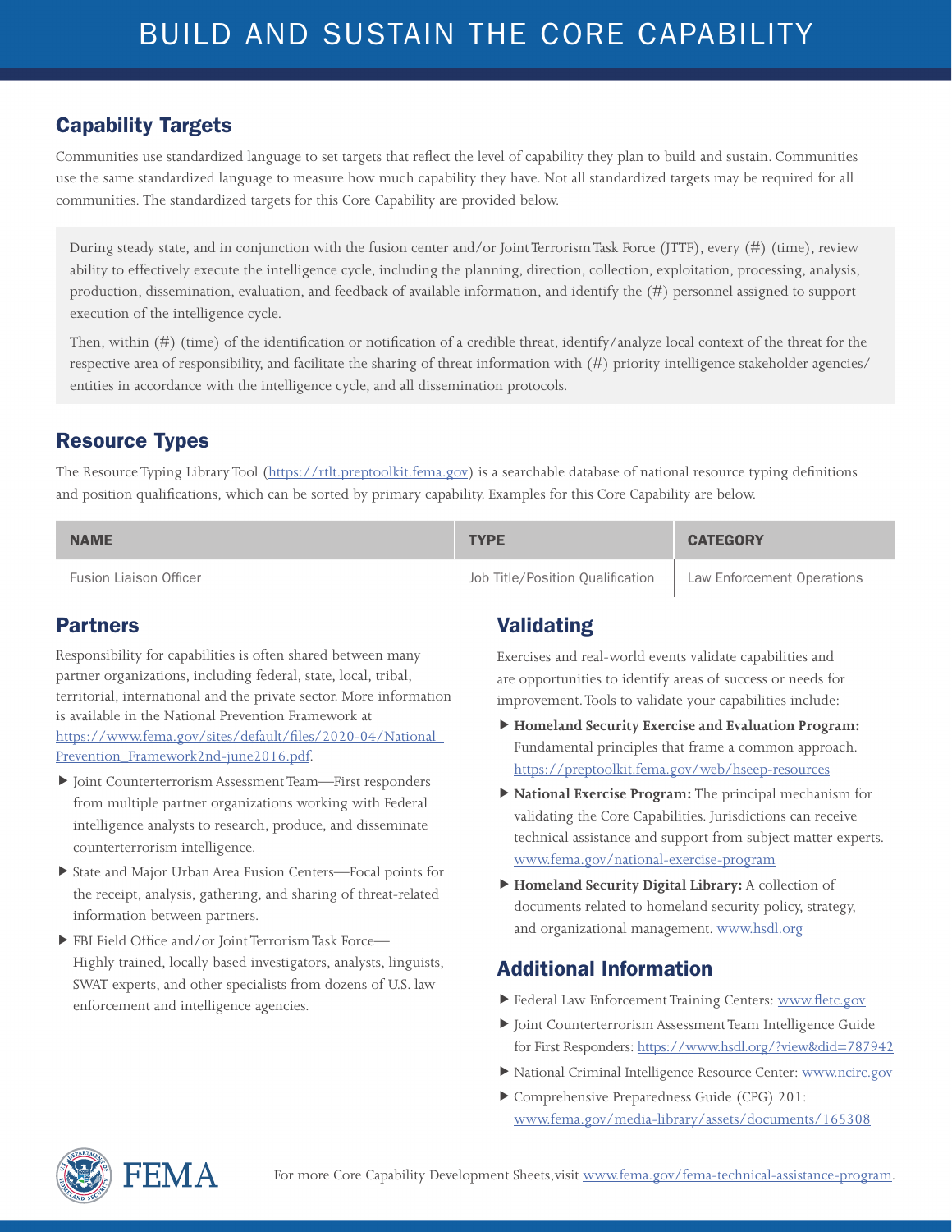# BUILD AND SUSTAIN THE CORE CAPABILITY

## Capability Targets

Communities use standardized language to set targets that reflect the level of capability they plan to build and sustain. Communities use the same standardized language to measure how much capability they have. Not all standardized targets may be required for all communities. The standardized targets for this Core Capability are provided below.

During steady state, and in conjunction with the fusion center and/or Joint Terrorism Task Force (JTTF), every (#) (time), review ability to effectively execute the intelligence cycle, including the planning, direction, collection, exploitation, processing, analysis, production, dissemination, evaluation, and feedback of available information, and identify the (#) personnel assigned to support execution of the intelligence cycle.

Then, within (#) (time) of the identification or notification of a credible threat, identify/analyze local context of the threat for the respective area of responsibility, and facilitate the sharing of threat information with (#) priority intelligence stakeholder agencies/entities in accordance with the intelligence cycle, and all dissemination protocols.

## Resource Types

The Resource Typing Library Tool (https://rtlt.preptoolkit.fema.gov) is a searchable database of national resource typing definitions and position qualifications, which can be sorted by primary capability. Examples for this Core Capability are below.

| NAME | TYPE | CATEGORY |
|---|---|---|
| Fusion Liaison Officer | Job Title/Position Qualification | Law Enforcement Operations |

## Partners

Responsibility for capabilities is often shared between many partner organizations, including federal, state, local, tribal, territorial, international and the private sector. More information is available in the National Prevention Framework at https://www.fema.gov/sites/default/files/2020-04/National_Prevention_Framework2nd-june2016.pdf.

- Joint Counterterrorism Assessment Team—First responders from multiple partner organizations working with Federal intelligence analysts to research, produce, and disseminate counterterrorism intelligence.
- State and Major Urban Area Fusion Centers—Focal points for the receipt, analysis, gathering, and sharing of threat-related information between partners.
- FBI Field Office and/or Joint Terrorism Task Force—Highly trained, locally based investigators, analysts, linguists, SWAT experts, and other specialists from dozens of U.S. law enforcement and intelligence agencies.

## Validating

Exercises and real-world events validate capabilities and are opportunities to identify areas of success or needs for improvement. Tools to validate your capabilities include:

- **Homeland Security Exercise and Evaluation Program:** Fundamental principles that frame a common approach. https://preptoolkit.fema.gov/web/hseep-resources
- **National Exercise Program:** The principal mechanism for validating the Core Capabilities. Jurisdictions can receive technical assistance and support from subject matter experts. www.fema.gov/national-exercise-program
- **Homeland Security Digital Library:** A collection of documents related to homeland security policy, strategy, and organizational management. www.hsdl.org

## Additional Information

- Federal Law Enforcement Training Centers: www.fletc.gov
- Joint Counterterrorism Assessment Team Intelligence Guide for First Responders: https://www.hsdl.org/?view&did=787942
- National Criminal Intelligence Resource Center: www.ncirc.gov
- Comprehensive Preparedness Guide (CPG) 201: www.fema.gov/media-library/assets/documents/165308

For more Core Capability Development Sheets, visit www.fema.gov/fema-technical-assistance-program.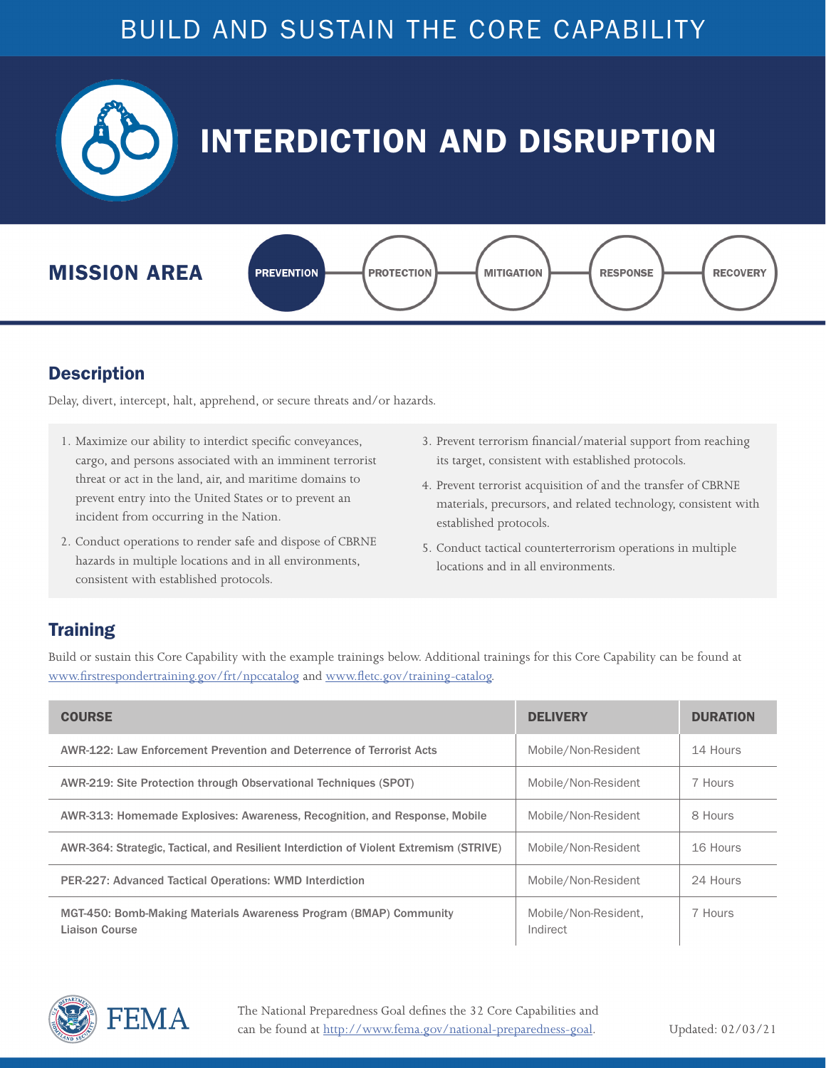BUILD AND SUSTAIN THE CORE CAPABILITY

# INTERDICTION AND DISRUPTION

## MISSION AREA

**PREVENTION** — PROTECTION — MITIGATION — RESPONSE — RECOVERY

## Description

Delay, divert, intercept, halt, apprehend, or secure threats and/or hazards.

1. Maximize our ability to interdict specific conveyances, cargo, and persons associated with an imminent terrorist threat or act in the land, air, and maritime domains to prevent entry into the United States or to prevent an incident from occurring in the Nation.
2. Conduct operations to render safe and dispose of CBRNE hazards in multiple locations and in all environments, consistent with established protocols.
3. Prevent terrorism financial/material support from reaching its target, consistent with established protocols.
4. Prevent terrorist acquisition of and the transfer of CBRNE materials, precursors, and related technology, consistent with established protocols.
5. Conduct tactical counterterrorism operations in multiple locations and in all environments.

## Training

Build or sustain this Core Capability with the example trainings below. Additional trainings for this Core Capability can be found at www.firstrespondertraining.gov/frt/npccatalog and www.fletc.gov/training-catalog.

| COURSE | DELIVERY | DURATION |
|---|---|---|
| AWR-122: Law Enforcement Prevention and Deterrence of Terrorist Acts | Mobile/Non-Resident | 14 Hours |
| AWR-219: Site Protection through Observational Techniques (SPOT) | Mobile/Non-Resident | 7 Hours |
| AWR-313: Homemade Explosives: Awareness, Recognition, and Response, Mobile | Mobile/Non-Resident | 8 Hours |
| AWR-364: Strategic, Tactical, and Resilient Interdiction of Violent Extremism (STRIVE) | Mobile/Non-Resident | 16 Hours |
| PER-227: Advanced Tactical Operations: WMD Interdiction | Mobile/Non-Resident | 24 Hours |
| MGT-450: Bomb-Making Materials Awareness Program (BMAP) Community Liaison Course | Mobile/Non-Resident, Indirect | 7 Hours |

FEMA

The National Preparedness Goal defines the 32 Core Capabilities and can be found at http://www.fema.gov/national-preparedness-goal.

Updated: 02/03/21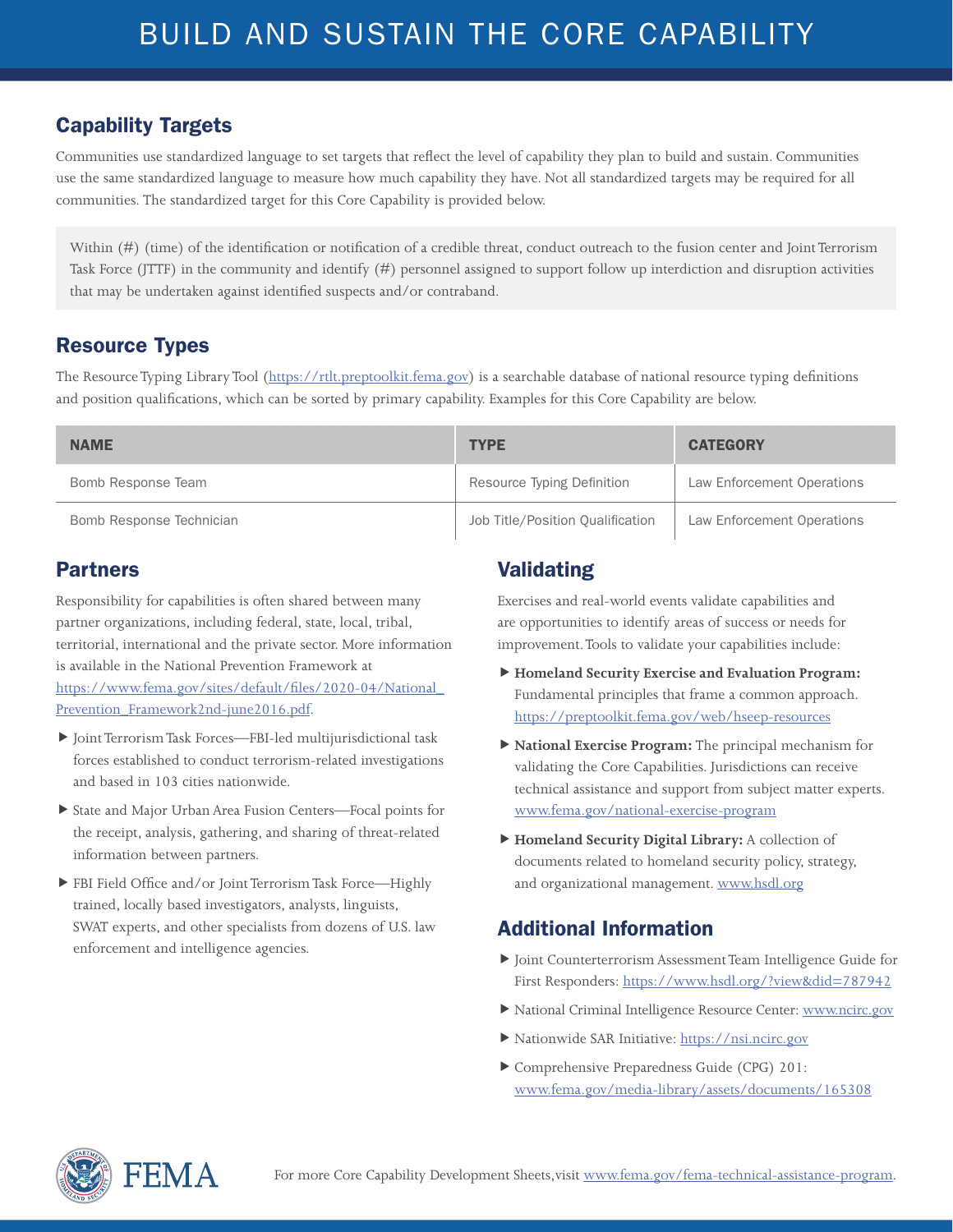# BUILD AND SUSTAIN THE CORE CAPABILITY

## Capability Targets

Communities use standardized language to set targets that reflect the level of capability they plan to build and sustain. Communities use the same standardized language to measure how much capability they have. Not all standardized targets may be required for all communities. The standardized target for this Core Capability is provided below.

> Within (#) (time) of the identification or notification of a credible threat, conduct outreach to the fusion center and Joint Terrorism Task Force (JTTF) in the community and identify (#) personnel assigned to support follow up interdiction and disruption activities that may be undertaken against identified suspects and/or contraband.

## Resource Types

The Resource Typing Library Tool (https://rtlt.preptoolkit.fema.gov) is a searchable database of national resource typing definitions and position qualifications, which can be sorted by primary capability. Examples for this Core Capability are below.

| NAME | TYPE | CATEGORY |
|---|---|---|
| Bomb Response Team | Resource Typing Definition | Law Enforcement Operations |
| Bomb Response Technician | Job Title/Position Qualification | Law Enforcement Operations |

## Partners

Responsibility for capabilities is often shared between many partner organizations, including federal, state, local, tribal, territorial, international and the private sector. More information is available in the National Prevention Framework at https://www.fema.gov/sites/default/files/2020-04/National_Prevention_Framework2nd-june2016.pdf.

- Joint Terrorism Task Forces—FBI-led multijurisdictional task forces established to conduct terrorism-related investigations and based in 103 cities nationwide.
- State and Major Urban Area Fusion Centers—Focal points for the receipt, analysis, gathering, and sharing of threat-related information between partners.
- FBI Field Office and/or Joint Terrorism Task Force—Highly trained, locally based investigators, analysts, linguists, SWAT experts, and other specialists from dozens of U.S. law enforcement and intelligence agencies.

## Validating

Exercises and real-world events validate capabilities and are opportunities to identify areas of success or needs for improvement. Tools to validate your capabilities include:

- **Homeland Security Exercise and Evaluation Program:** Fundamental principles that frame a common approach. https://preptoolkit.fema.gov/web/hseep-resources
- **National Exercise Program:** The principal mechanism for validating the Core Capabilities. Jurisdictions can receive technical assistance and support from subject matter experts. www.fema.gov/national-exercise-program
- **Homeland Security Digital Library:** A collection of documents related to homeland security policy, strategy, and organizational management. www.hsdl.org

## Additional Information

- Joint Counterterrorism Assessment Team Intelligence Guide for First Responders: https://www.hsdl.org/?view&did=787942
- National Criminal Intelligence Resource Center: www.ncirc.gov
- Nationwide SAR Initiative: https://nsi.ncirc.gov
- Comprehensive Preparedness Guide (CPG) 201: www.fema.gov/media-library/assets/documents/165308

For more Core Capability Development Sheets, visit www.fema.gov/fema-technical-assistance-program.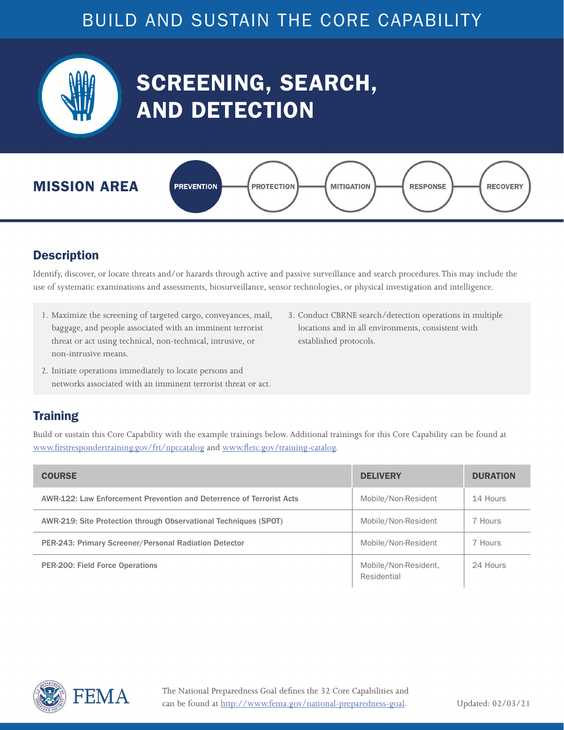BUILD AND SUSTAIN THE CORE CAPABILITY

# SCREENING, SEARCH, AND DETECTION

**MISSION AREA**

**PREVENTION** — PROTECTION — MITIGATION — RESPONSE — RECOVERY

## Description

Identify, discover, or locate threats and/or hazards through active and passive surveillance and search procedures. This may include the use of systematic examinations and assessments, biosurveillance, sensor technologies, or physical investigation and intelligence.

1. Maximize the screening of targeted cargo, conveyances, mail, baggage, and people associated with an imminent terrorist threat or act using technical, non-technical, intrusive, or non-intrusive means.
2. Initiate operations immediately to locate persons and networks associated with an imminent terrorist threat or act.
3. Conduct CBRNE search/detection operations in multiple locations and in all environments, consistent with established protocols.

## Training

Build or sustain this Core Capability with the example trainings below. Additional trainings for this Core Capability can be found at www.firstrespondertraining.gov/frt/npccatalog and www.fletc.gov/training-catalog.

| COURSE | DELIVERY | DURATION |
| --- | --- | --- |
| AWR-122: Law Enforcement Prevention and Deterrence of Terrorist Acts | Mobile/Non-Resident | 14 Hours |
| AWR-219: Site Protection through Observational Techniques (SPOT) | Mobile/Non-Resident | 7 Hours |
| PER-243: Primary Screener/Personal Radiation Detector | Mobile/Non-Resident | 7 Hours |
| PER-200: Field Force Operations | Mobile/Non-Resident, Residential | 24 Hours |

FEMA

The National Preparedness Goal defines the 32 Core Capabilities and can be found at http://www.fema.gov/national-preparedness-goal.

Updated: 02/03/21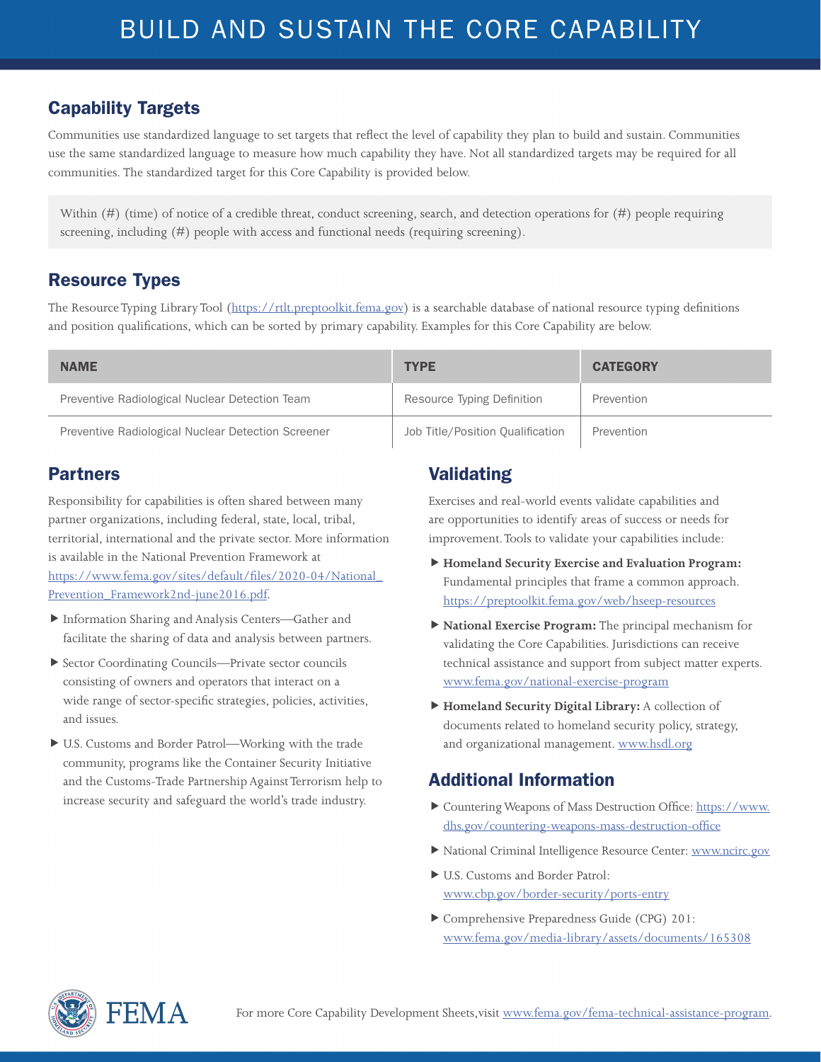# BUILD AND SUSTAIN THE CORE CAPABILITY

## Capability Targets

Communities use standardized language to set targets that reflect the level of capability they plan to build and sustain. Communities use the same standardized language to measure how much capability they have. Not all standardized targets may be required for all communities. The standardized target for this Core Capability is provided below.

> Within (#) (time) of notice of a credible threat, conduct screening, search, and detection operations for (#) people requiring screening, including (#) people with access and functional needs (requiring screening).

## Resource Types

The Resource Typing Library Tool (https://rtlt.preptoolkit.fema.gov) is a searchable database of national resource typing definitions and position qualifications, which can be sorted by primary capability. Examples for this Core Capability are below.

| NAME | TYPE | CATEGORY |
|---|---|---|
| Preventive Radiological Nuclear Detection Team | Resource Typing Definition | Prevention |
| Preventive Radiological Nuclear Detection Screener | Job Title/Position Qualification | Prevention |

## Partners

Responsibility for capabilities is often shared between many partner organizations, including federal, state, local, tribal, territorial, international and the private sector. More information is available in the National Prevention Framework at https://www.fema.gov/sites/default/files/2020-04/National_Prevention_Framework2nd-june2016.pdf.

- Information Sharing and Analysis Centers—Gather and facilitate the sharing of data and analysis between partners.
- Sector Coordinating Councils—Private sector councils consisting of owners and operators that interact on a wide range of sector-specific strategies, policies, activities, and issues.
- U.S. Customs and Border Patrol—Working with the trade community, programs like the Container Security Initiative and the Customs-Trade Partnership Against Terrorism help to increase security and safeguard the world's trade industry.

## Validating

Exercises and real-world events validate capabilities and are opportunities to identify areas of success or needs for improvement. Tools to validate your capabilities include:

- **Homeland Security Exercise and Evaluation Program:** Fundamental principles that frame a common approach. https://preptoolkit.fema.gov/web/hseep-resources
- **National Exercise Program:** The principal mechanism for validating the Core Capabilities. Jurisdictions can receive technical assistance and support from subject matter experts. www.fema.gov/national-exercise-program
- **Homeland Security Digital Library:** A collection of documents related to homeland security policy, strategy, and organizational management. www.hsdl.org

## Additional Information

- Countering Weapons of Mass Destruction Office: https://www.dhs.gov/countering-weapons-mass-destruction-office
- National Criminal Intelligence Resource Center: www.ncirc.gov
- U.S. Customs and Border Patrol: www.cbp.gov/border-security/ports-entry
- Comprehensive Preparedness Guide (CPG) 201: www.fema.gov/media-library/assets/documents/165308

For more Core Capability Development Sheets, visit www.fema.gov/fema-technical-assistance-program.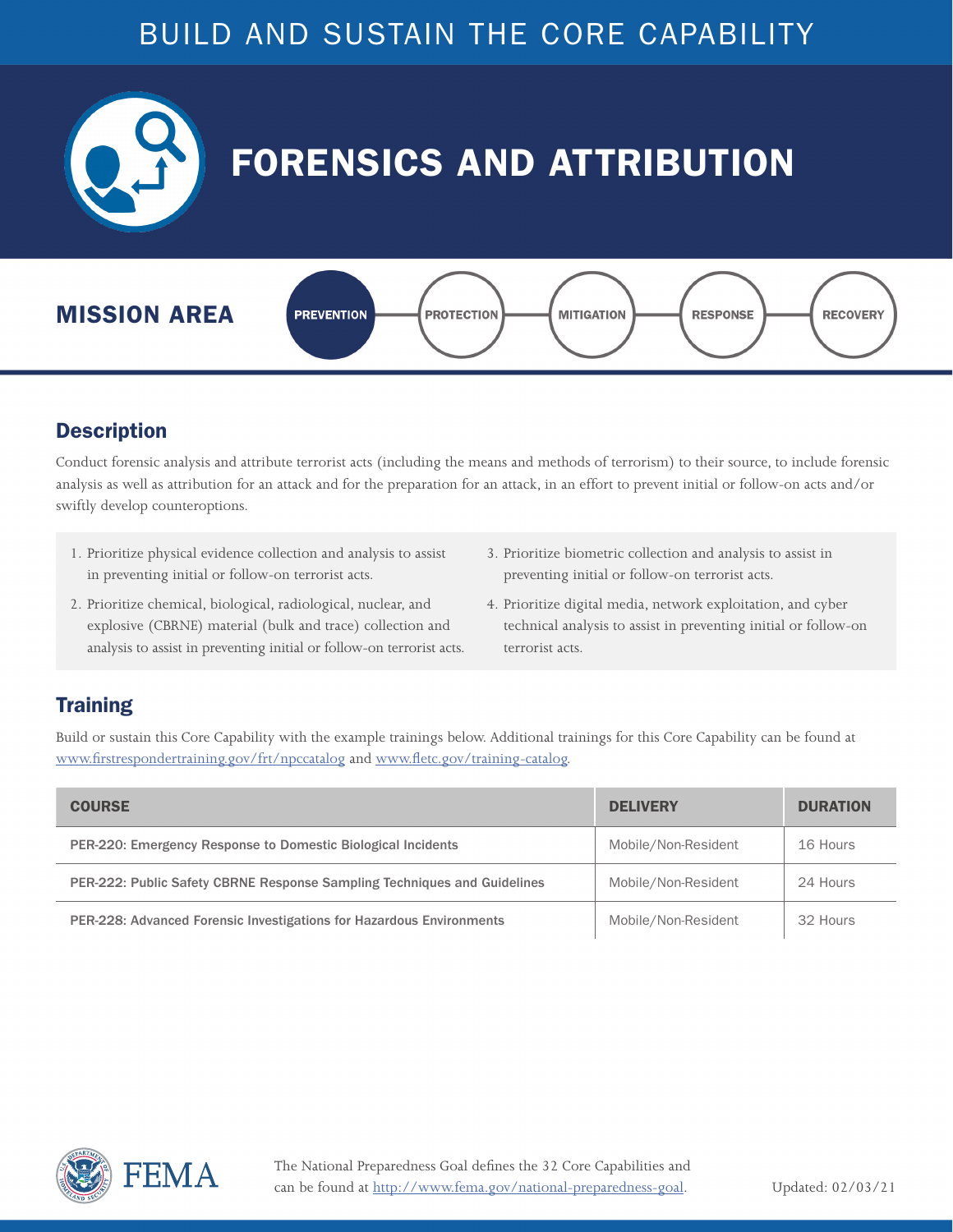BUILD AND SUSTAIN THE CORE CAPABILITY

# FORENSICS AND ATTRIBUTION

## MISSION AREA

**PREVENTION** | PROTECTION | MITIGATION | RESPONSE | RECOVERY

## Description

Conduct forensic analysis and attribute terrorist acts (including the means and methods of terrorism) to their source, to include forensic analysis as well as attribution for an attack and for the preparation for an attack, in an effort to prevent initial or follow-on acts and/or swiftly develop counteroptions.

1. Prioritize physical evidence collection and analysis to assist in preventing initial or follow-on terrorist acts.
2. Prioritize chemical, biological, radiological, nuclear, and explosive (CBRNE) material (bulk and trace) collection and analysis to assist in preventing initial or follow-on terrorist acts.
3. Prioritize biometric collection and analysis to assist in preventing initial or follow-on terrorist acts.
4. Prioritize digital media, network exploitation, and cyber technical analysis to assist in preventing initial or follow-on terrorist acts.

## Training

Build or sustain this Core Capability with the example trainings below. Additional trainings for this Core Capability can be found at www.firstrespondertraining.gov/frt/npccatalog and www.fletc.gov/training-catalog.

| COURSE | DELIVERY | DURATION |
|---|---|---|
| PER-220: Emergency Response to Domestic Biological Incidents | Mobile/Non-Resident | 16 Hours |
| PER-222: Public Safety CBRNE Response Sampling Techniques and Guidelines | Mobile/Non-Resident | 24 Hours |
| PER-228: Advanced Forensic Investigations for Hazardous Environments | Mobile/Non-Resident | 32 Hours |

FEMA

The National Preparedness Goal defines the 32 Core Capabilities and can be found at http://www.fema.gov/national-preparedness-goal.

Updated: 02/03/21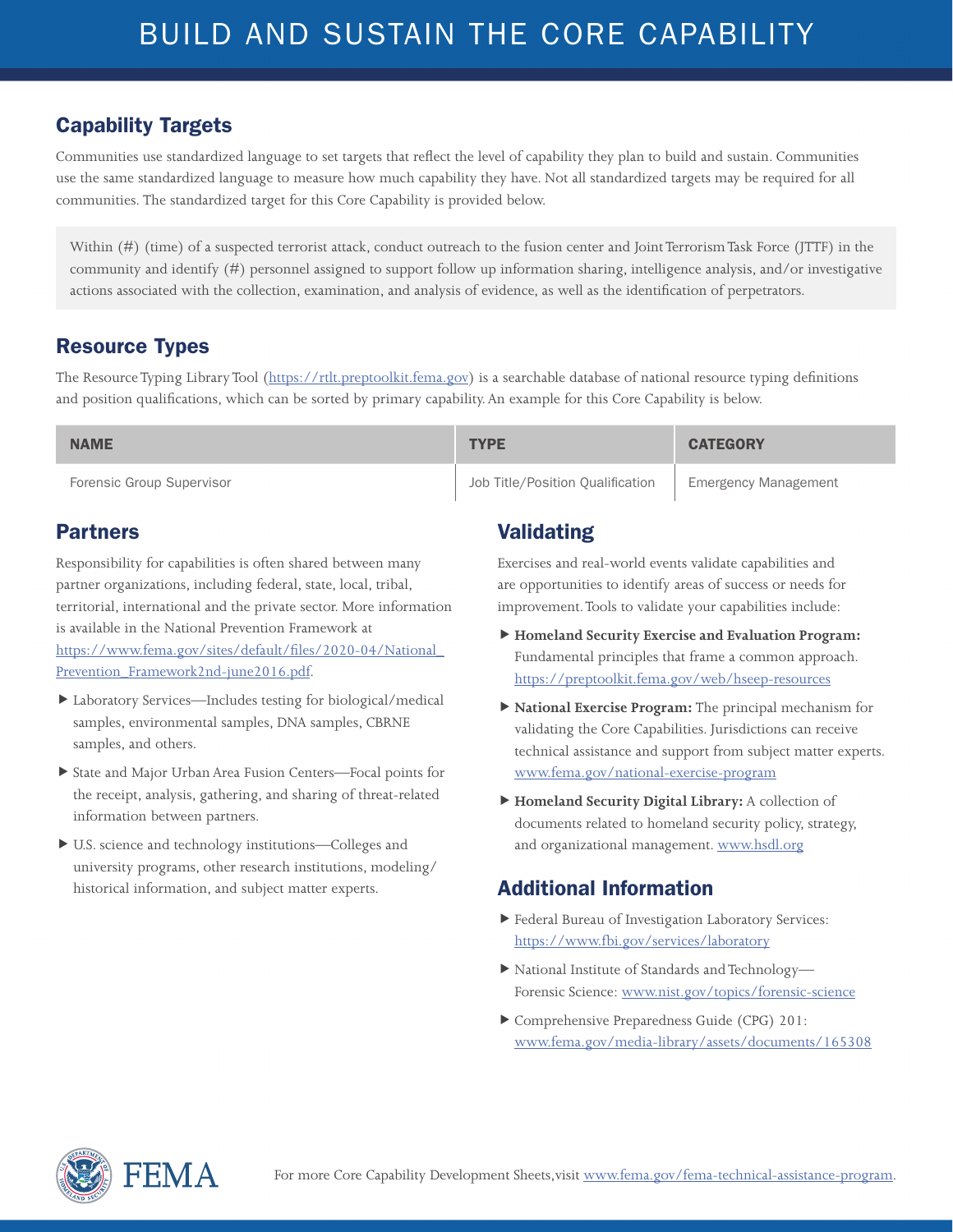# BUILD AND SUSTAIN THE CORE CAPABILITY

## Capability Targets

Communities use standardized language to set targets that reflect the level of capability they plan to build and sustain. Communities use the same standardized language to measure how much capability they have. Not all standardized targets may be required for all communities. The standardized target for this Core Capability is provided below.

> Within (#) (time) of a suspected terrorist attack, conduct outreach to the fusion center and Joint Terrorism Task Force (JTTF) in the community and identify (#) personnel assigned to support follow up information sharing, intelligence analysis, and/or investigative actions associated with the collection, examination, and analysis of evidence, as well as the identification of perpetrators.

## Resource Types

The Resource Typing Library Tool (https://rtlt.preptoolkit.fema.gov) is a searchable database of national resource typing definitions and position qualifications, which can be sorted by primary capability. An example for this Core Capability is below.

| NAME | TYPE | CATEGORY |
|---|---|---|
| Forensic Group Supervisor | Job Title/Position Qualification | Emergency Management |

## Partners

Responsibility for capabilities is often shared between many partner organizations, including federal, state, local, tribal, territorial, international and the private sector. More information is available in the National Prevention Framework at https://www.fema.gov/sites/default/files/2020-04/National_Prevention_Framework2nd-june2016.pdf.

- Laboratory Services—Includes testing for biological/medical samples, environmental samples, DNA samples, CBRNE samples, and others.
- State and Major Urban Area Fusion Centers—Focal points for the receipt, analysis, gathering, and sharing of threat-related information between partners.
- U.S. science and technology institutions—Colleges and university programs, other research institutions, modeling/historical information, and subject matter experts.

## Validating

Exercises and real-world events validate capabilities and are opportunities to identify areas of success or needs for improvement. Tools to validate your capabilities include:

- **Homeland Security Exercise and Evaluation Program:** Fundamental principles that frame a common approach. https://preptoolkit.fema.gov/web/hseep-resources
- **National Exercise Program:** The principal mechanism for validating the Core Capabilities. Jurisdictions can receive technical assistance and support from subject matter experts. www.fema.gov/national-exercise-program
- **Homeland Security Digital Library:** A collection of documents related to homeland security policy, strategy, and organizational management. www.hsdl.org

## Additional Information

- Federal Bureau of Investigation Laboratory Services: https://www.fbi.gov/services/laboratory
- National Institute of Standards and Technology—Forensic Science: www.nist.gov/topics/forensic-science
- Comprehensive Preparedness Guide (CPG) 201: www.fema.gov/media-library/assets/documents/165308

For more Core Capability Development Sheets, visit www.fema.gov/fema-technical-assistance-program.